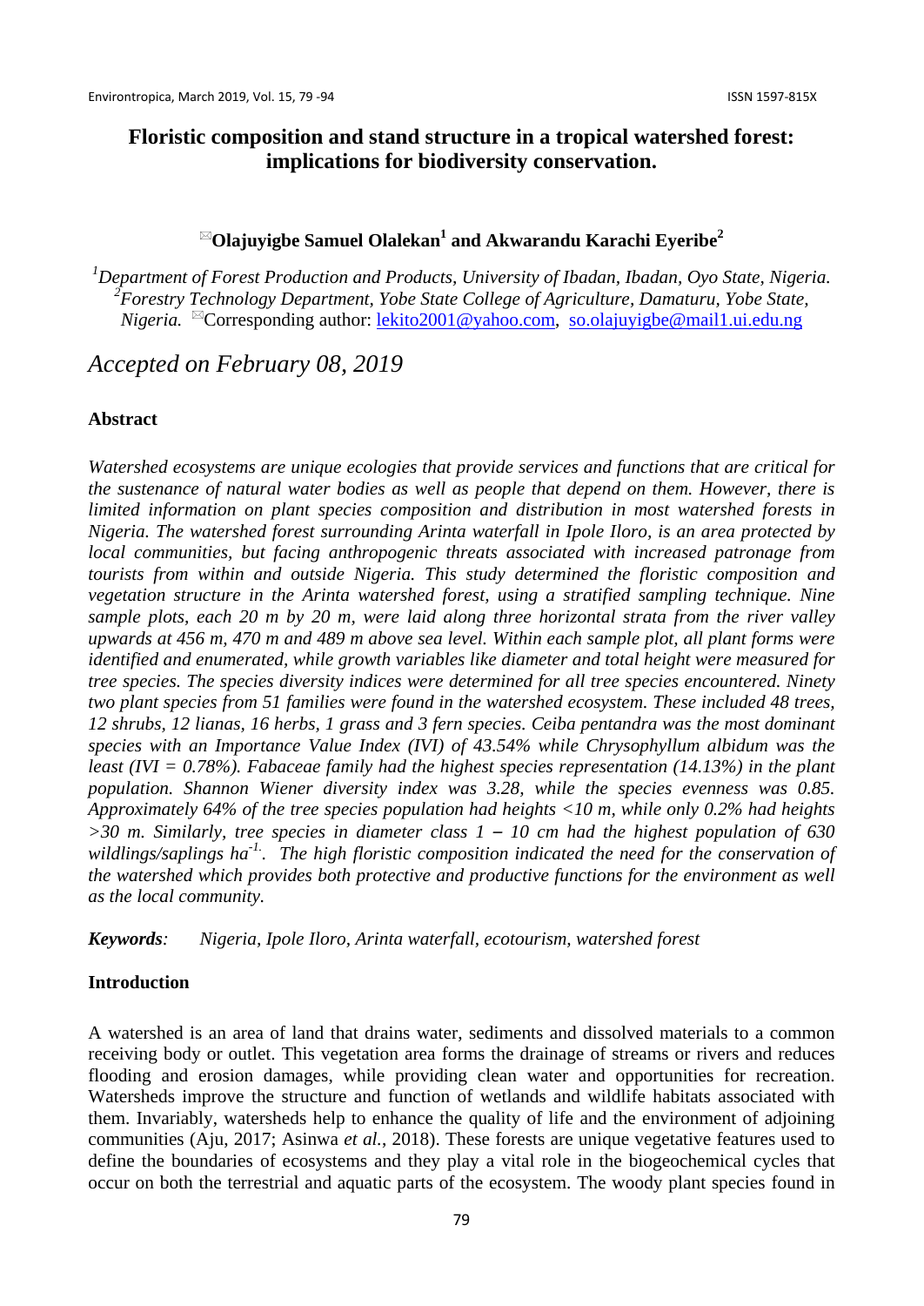# Floristic composition and stand structure in a tropical watershed forest: implications for biodiversity conservation.

**Olajuyigbe Samuel Olalekan[1] and Akwarandu Karachi Eyeribe[2]**

*[1]Department of Forest Production and Products, University of Ibadan, Ibadan, Oyo State, Nigeria.*
*[2]Forestry Technology Department, Yobe State College of Agriculture, Damaturu, Yobe State, Nigeria.* Corresponding author: lekito2001@yahoo.com, so.olajuyigbe@mail1.ui.edu.ng

*Accepted on February 08, 2019*

## Abstract

*Watershed ecosystems are unique ecologies that provide services and functions that are critical for the sustenance of natural water bodies as well as people that depend on them. However, there is limited information on plant species composition and distribution in most watershed forests in Nigeria. The watershed forest surrounding Arinta waterfall in Ipole Iloro, is an area protected by local communities, but facing anthropogenic threats associated with increased patronage from tourists from within and outside Nigeria. This study determined the floristic composition and vegetation structure in the Arinta watershed forest, using a stratified sampling technique. Nine sample plots, each 20 m by 20 m, were laid along three horizontal strata from the river valley upwards at 456 m, 470 m and 489 m above sea level. Within each sample plot, all plant forms were identified and enumerated, while growth variables like diameter and total height were measured for tree species. The species diversity indices were determined for all tree species encountered. Ninety two plant species from 51 families were found in the watershed ecosystem. These included 48 trees, 12 shrubs, 12 lianas, 16 herbs, 1 grass and 3 fern species. Ceiba pentandra was the most dominant species with an Importance Value Index (IVI) of 43.54% while Chrysophyllum albidum was the least (IVI = 0.78%). Fabaceae family had the highest species representation (14.13%) in the plant population. Shannon Wiener diversity index was 3.28, while the species evenness was 0.85. Approximately 64% of the tree species population had heights <10 m, while only 0.2% had heights >30 m. Similarly, tree species in diameter class 1 – 10 cm had the highest population of 630 wildlings/saplings ha$^{-1}$. The high floristic composition indicated the need for the conservation of the watershed which provides both protective and productive functions for the environment as well as the local community.*

***Keywords**: Nigeria, Ipole Iloro, Arinta waterfall, ecotourism, watershed forest*

## Introduction

A watershed is an area of land that drains water, sediments and dissolved materials to a common receiving body or outlet. This vegetation area forms the drainage of streams or rivers and reduces flooding and erosion damages, while providing clean water and opportunities for recreation. Watersheds improve the structure and function of wetlands and wildlife habitats associated with them. Invariably, watersheds help to enhance the quality of life and the environment of adjoining communities (Aju, 2017; Asinwa *et al.*, 2018). These forests are unique vegetative features used to define the boundaries of ecosystems and they play a vital role in the biogeochemical cycles that occur on both the terrestrial and aquatic parts of the ecosystem. The woody plant species found in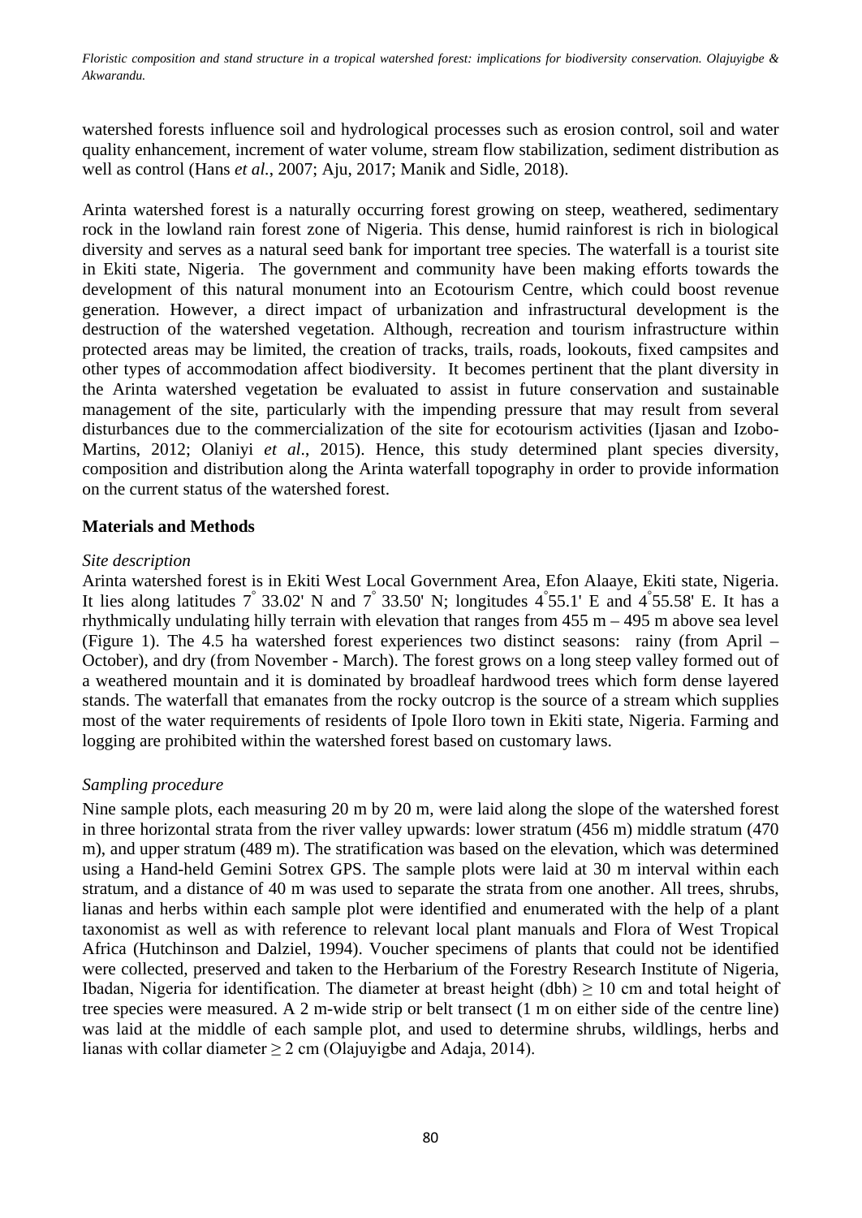watershed forests influence soil and hydrological processes such as erosion control, soil and water quality enhancement, increment of water volume, stream flow stabilization, sediment distribution as well as control (Hans *et al.*, 2007; Aju, 2017; Manik and Sidle, 2018).

Arinta watershed forest is a naturally occurring forest growing on steep, weathered, sedimentary rock in the lowland rain forest zone of Nigeria. This dense, humid rainforest is rich in biological diversity and serves as a natural seed bank for important tree species. The waterfall is a tourist site in Ekiti state, Nigeria. The government and community have been making efforts towards the development of this natural monument into an Ecotourism Centre, which could boost revenue generation. However, a direct impact of urbanization and infrastructural development is the destruction of the watershed vegetation. Although, recreation and tourism infrastructure within protected areas may be limited, the creation of tracks, trails, roads, lookouts, fixed campsites and other types of accommodation affect biodiversity. It becomes pertinent that the plant diversity in the Arinta watershed vegetation be evaluated to assist in future conservation and sustainable management of the site, particularly with the impending pressure that may result from several disturbances due to the commercialization of the site for ecotourism activities (Ijasan and Izobo-Martins, 2012; Olaniyi *et al*., 2015). Hence, this study determined plant species diversity, composition and distribution along the Arinta waterfall topography in order to provide information on the current status of the watershed forest.

## Materials and Methods

*Site description*

Arinta watershed forest is in Ekiti West Local Government Area, Efon Alaaye, Ekiti state, Nigeria. It lies along latitudes 7° 33.02' N and 7° 33.50' N; longitudes 4°55.1' E and 4°55.58' E. It has a rhythmically undulating hilly terrain with elevation that ranges from 455 m – 495 m above sea level (Figure 1). The 4.5 ha watershed forest experiences two distinct seasons: rainy (from April – October), and dry (from November - March). The forest grows on a long steep valley formed out of a weathered mountain and it is dominated by broadleaf hardwood trees which form dense layered stands. The waterfall that emanates from the rocky outcrop is the source of a stream which supplies most of the water requirements of residents of Ipole Iloro town in Ekiti state, Nigeria. Farming and logging are prohibited within the watershed forest based on customary laws.

*Sampling procedure*

Nine sample plots, each measuring 20 m by 20 m, were laid along the slope of the watershed forest in three horizontal strata from the river valley upwards: lower stratum (456 m) middle stratum (470 m), and upper stratum (489 m). The stratification was based on the elevation, which was determined using a Hand-held Gemini Sotrex GPS. The sample plots were laid at 30 m interval within each stratum, and a distance of 40 m was used to separate the strata from one another. All trees, shrubs, lianas and herbs within each sample plot were identified and enumerated with the help of a plant taxonomist as well as with reference to relevant local plant manuals and Flora of West Tropical Africa (Hutchinson and Dalziel, 1994). Voucher specimens of plants that could not be identified were collected, preserved and taken to the Herbarium of the Forestry Research Institute of Nigeria, Ibadan, Nigeria for identification. The diameter at breast height (dbh) ≥ 10 cm and total height of tree species were measured. A 2 m-wide strip or belt transect (1 m on either side of the centre line) was laid at the middle of each sample plot, and used to determine shrubs, wildlings, herbs and lianas with collar diameter ≥ 2 cm (Olajuyigbe and Adaja, 2014).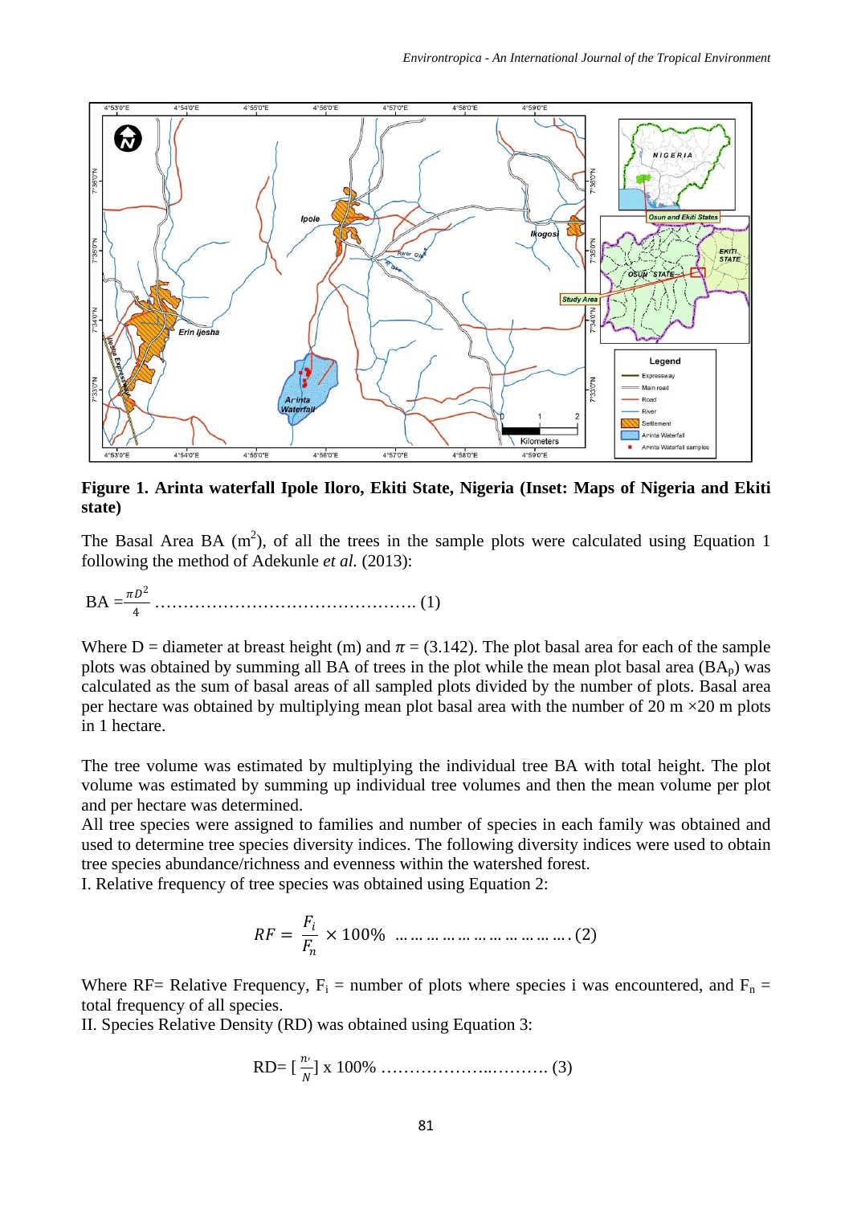**Figure 1. Arinta waterfall Ipole Iloro, Ekiti State, Nigeria (Inset: Maps of Nigeria and Ekiti state)**

The Basal Area BA ($m^2$), of all the trees in the sample plots were calculated using Equation 1 following the method of Adekunle *et al.* (2013):

$$BA = \frac{\pi D^2}{4} \quad \ldots\ldots\ldots\ldots\ldots\ldots\ldots\ldots\ldots\ldots\ldots\ldots\ldots\ldots \text{(1)}$$

Where D = diameter at breast height (m) and $\pi$ = (3.142). The plot basal area for each of the sample plots was obtained by summing all BA of trees in the plot while the mean plot basal area ($BA_p$) was calculated as the sum of basal areas of all sampled plots divided by the number of plots. Basal area per hectare was obtained by multiplying mean plot basal area with the number of 20 m ×20 m plots in 1 hectare.

The tree volume was estimated by multiplying the individual tree BA with total height. The plot volume was estimated by summing up individual tree volumes and then the mean volume per plot and per hectare was determined.

All tree species were assigned to families and number of species in each family was obtained and used to determine tree species diversity indices. The following diversity indices were used to obtain tree species abundance/richness and evenness within the watershed forest.

I. Relative frequency of tree species was obtained using Equation 2:

$$RF = \frac{F_i}{F_n} \times 100\% \quad \ldots\ldots\ldots\ldots\ldots\ldots\ldots\ldots\ldots\ldots\ldots. \text{(2)}$$

Where RF= Relative Frequency, $F_i$ = number of plots where species i was encountered, and $F_n$ = total frequency of all species.

II. Species Relative Density (RD) was obtained using Equation 3:

$$RD = \left[\frac{n_i}{N}\right] \times 100\% \quad \ldots\ldots\ldots\ldots\ldots\ldots\ldots\ldots\ldots \text{(3)}$$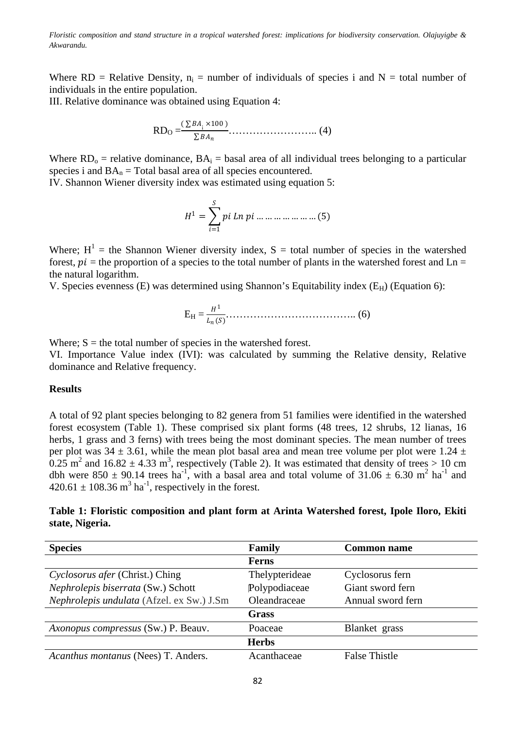Where RD = Relative Density, $n_i$ = number of individuals of species i and N = total number of individuals in the entire population.

III. Relative dominance was obtained using Equation 4:

$$RD_O = \frac{(\sum BA_i \times 100)}{\sum BA_n} \text{……………………..} (4)$$

Where $RD_o$ = relative dominance, $BA_i$ = basal area of all individual trees belonging to a particular species i and $BA_n$ = Total basal area of all species encountered.

IV. Shannon Wiener diversity index was estimated using equation 5:

$$H^1 = \sum_{i=1}^{S} pi\ Ln\ pi \dots\dots\dots\dots\dots\dots (5)$$

Where; $H^1$ = the Shannon Wiener diversity index, S = total number of species in the watershed forest, $pi$ = the proportion of a species to the total number of plants in the watershed forest and Ln = the natural logarithm.

V. Species evenness (E) was determined using Shannon's Equitability index ($E_H$) (Equation 6):

$$E_H = \frac{H^1}{L_n(S)} \text{………………………………..} (6)$$

Where; S = the total number of species in the watershed forest.

VI. Importance Value index (IVI): was calculated by summing the Relative density, Relative dominance and Relative frequency.

**Results**

A total of 92 plant species belonging to 82 genera from 51 families were identified in the watershed forest ecosystem (Table 1). These comprised six plant forms (48 trees, 12 shrubs, 12 lianas, 16 herbs, 1 grass and 3 ferns) with trees being the most dominant species. The mean number of trees per plot was 34 ± 3.61, while the mean plot basal area and mean tree volume per plot were 1.24 ± 0.25 $m^2$ and 16.82 ± 4.33 $m^3$, respectively (Table 2). It was estimated that density of trees > 10 cm dbh were 850 ± 90.14 trees $ha^{-1}$, with a basal area and total volume of 31.06 ± 6.30 $m^2\ ha^{-1}$ and 420.61 ± 108.36 $m^3\ ha^{-1}$, respectively in the forest.

**Table 1: Floristic composition and plant form at Arinta Watershed forest, Ipole Iloro, Ekiti state, Nigeria.**

| Species | Family | Common name |
|---|---|---|
| | **Ferns** | |
| *Cyclosorus afer* (Christ.) Ching | Thelypterideae | Cyclosorus fern |
| *Nephrolepis biserrata* (Sw.) Schott | Polypodiaceae | Giant sword fern |
| *Nephrolepis undulata* (Afzel. ex Sw.) J.Sm | Oleandraceae | Annual sword fern |
| | **Grass** | |
| *Axonopus compressus* (Sw.) P. Beauv. | Poaceae | Blanket grass |
| | **Herbs** | |
| *Acanthus montanus* (Nees) T. Anders. | Acanthaceae | False Thistle |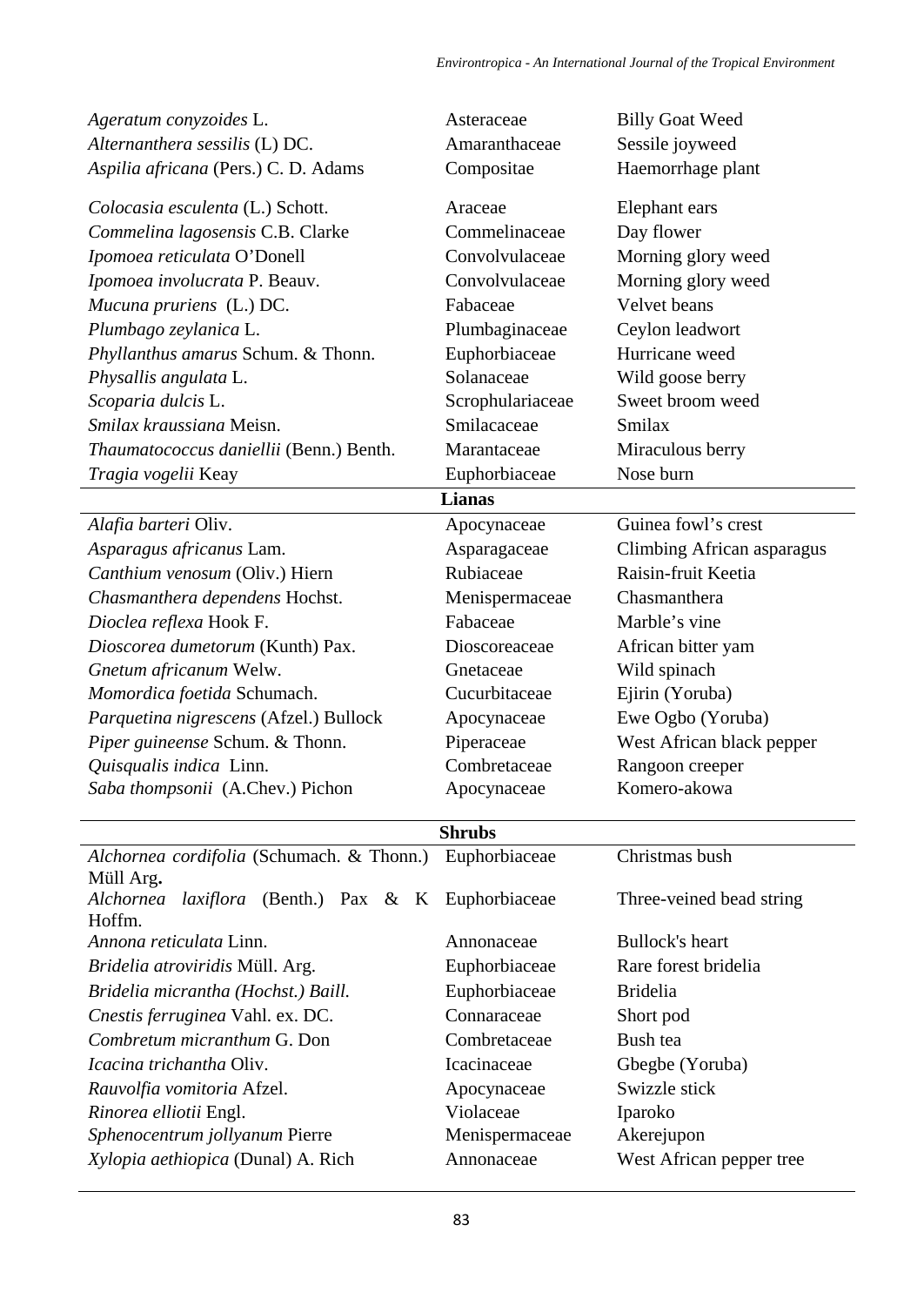| | | |
|---|---|---|
| *Ageratum conyzoides* L. | Asteraceae | Billy Goat Weed |
| *Alternanthera sessilis* (L) DC. | Amaranthaceae | Sessile joyweed |
| *Aspilia africana* (Pers.) C. D. Adams | Compositae | Haemorrhage plant |
| *Colocasia esculenta* (L.) Schott. | Araceae | Elephant ears |
| *Commelina lagosensis* C.B. Clarke | Commelinaceae | Day flower |
| *Ipomoea reticulata* O'Donell | Convolvulaceae | Morning glory weed |
| *Ipomoea involucrata* P. Beauv. | Convolvulaceae | Morning glory weed |
| *Mucuna pruriens* (L.) DC. | Fabaceae | Velvet beans |
| *Plumbago zeylanica* L. | Plumbaginaceae | Ceylon leadwort |
| *Phyllanthus amarus* Schum. & Thonn. | Euphorbiaceae | Hurricane weed |
| *Physallis angulata* L. | Solanaceae | Wild goose berry |
| *Scoparia dulcis* L. | Scrophulariaceae | Sweet broom weed |
| *Smilax kraussiana* Meisn. | Smilacaceae | Smilax |
| *Thaumatococcus daniellii* (Benn.) Benth. | Marantaceae | Miraculous berry |
| *Tragia vogelii* Keay | Euphorbiaceae | Nose burn |
| | **Lianas** | |
| *Alafia barteri* Oliv. | Apocynaceae | Guinea fowl's crest |
| *Asparagus africanus* Lam. | Asparagaceae | Climbing African asparagus |
| *Canthium venosum* (Oliv.) Hiern | Rubiaceae | Raisin-fruit Keetia |
| *Chasmanthera dependens* Hochst. | Menispermaceae | Chasmanthera |
| *Dioclea reflexa* Hook F. | Fabaceae | Marble's vine |
| *Dioscorea dumetorum* (Kunth) Pax. | Dioscoreaceae | African bitter yam |
| *Gnetum africanum* Welw. | Gnetaceae | Wild spinach |
| *Momordica foetida* Schumach. | Cucurbitaceae | Ejirin (Yoruba) |
| *Parquetina nigrescens* (Afzel.) Bullock | Apocynaceae | Ewe Ogbo (Yoruba) |
| *Piper guineense* Schum. & Thonn. | Piperaceae | West African black pepper |
| *Quisqualis indica* Linn. | Combretaceae | Rangoon creeper |
| *Saba thompsonii* (A.Chev.) Pichon | Apocynaceae | Komero-akowa |
| | **Shrubs** | |
| *Alchornea cordifolia* (Schumach. & Thonn.) Müll Arg**.** | Euphorbiaceae | Christmas bush |
| *Alchornea laxiflora* (Benth.) Pax & K Hoffm. | Euphorbiaceae | Three-veined bead string |
| *Annona reticulata* Linn. | Annonaceae | Bullock's heart |
| *Bridelia atroviridis* Müll. Arg. | Euphorbiaceae | Rare forest bridelia |
| *Bridelia micrantha (Hochst.) Baill.* | Euphorbiaceae | Bridelia |
| *Cnestis ferruginea* Vahl. ex. DC. | Connaraceae | Short pod |
| *Combretum micranthum* G. Don | Combretaceae | Bush tea |
| *Icacina trichantha* Oliv. | Icacinaceae | Gbegbe (Yoruba) |
| *Rauvolfia vomitoria* Afzel. | Apocynaceae | Swizzle stick |
| *Rinorea elliotii* Engl. | Violaceae | Iparoko |
| *Sphenocentrum jollyanum* Pierre | Menispermaceae | Akerejupon |
| *Xylopia aethiopica* (Dunal) A. Rich | Annonaceae | West African pepper tree |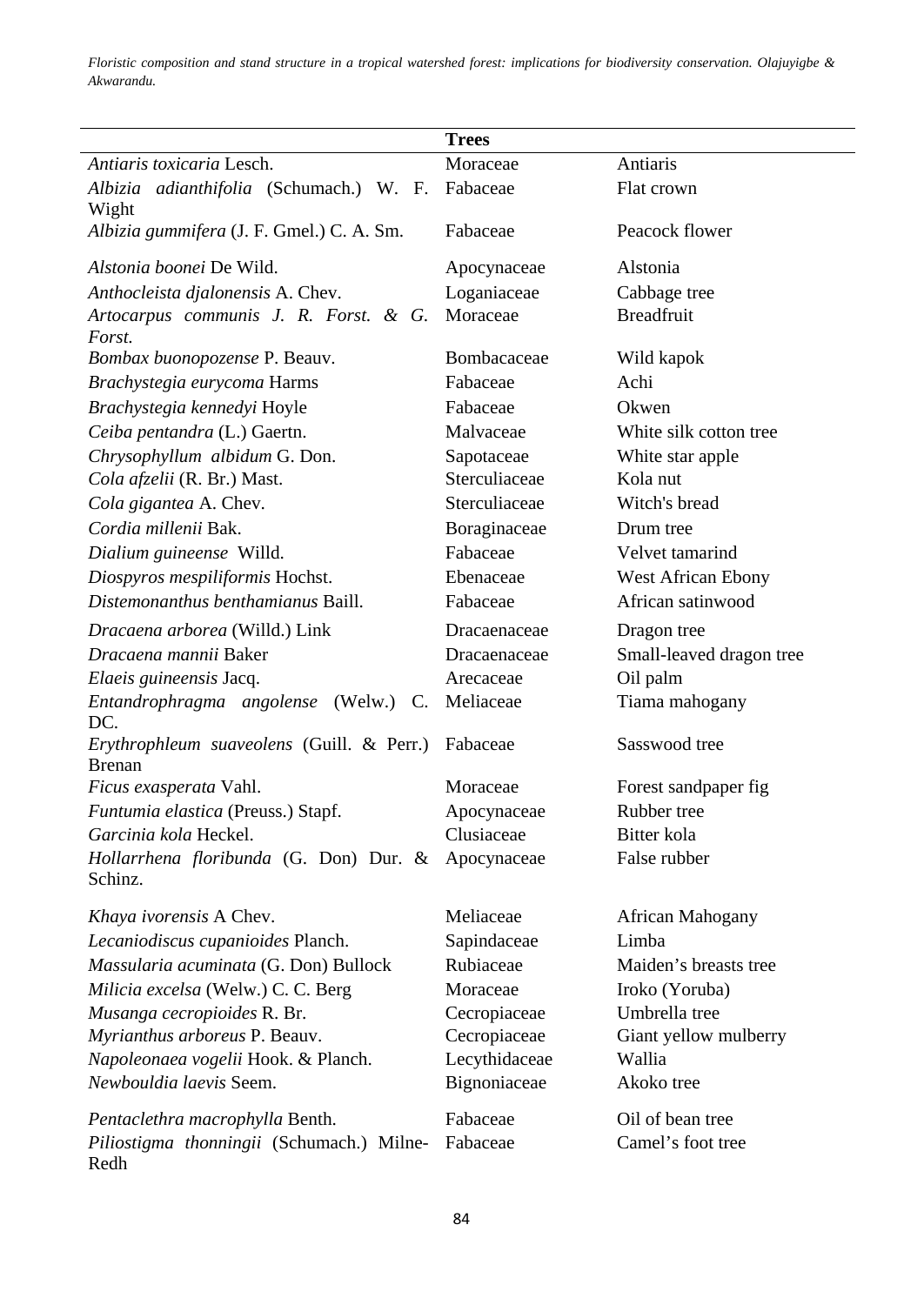| **Trees** | | |
|---|---|---|
| *Antiaris toxicaria* Lesch. | Moraceae | Antiaris |
| *Albizia adianthifolia* (Schumach.) W. F. Wight | Fabaceae | Flat crown |
| *Albizia gummifera* (J. F. Gmel.) C. A. Sm. | Fabaceae | Peacock flower |
| *Alstonia boonei* De Wild. | Apocynaceae | Alstonia |
| *Anthocleista djalonensis* A. Chev. | Loganiaceae | Cabbage tree |
| *Artocarpus communis J. R. Forst. & G. Forst.* | Moraceae | Breadfruit |
| *Bombax buonopozense* P. Beauv. | Bombacaceae | Wild kapok |
| *Brachystegia eurycoma* Harms | Fabaceae | Achi |
| *Brachystegia kennedyi* Hoyle | Fabaceae | Okwen |
| *Ceiba pentandra* (L.) Gaertn. | Malvaceae | White silk cotton tree |
| *Chrysophyllum albidum* G. Don. | Sapotaceae | White star apple |
| *Cola afzelii* (R. Br.) Mast. | Sterculiaceae | Kola nut |
| *Cola gigantea* A. Chev. | Sterculiaceae | Witch's bread |
| *Cordia millenii* Bak. | Boraginaceae | Drum tree |
| *Dialium guineense* Willd. | Fabaceae | Velvet tamarind |
| *Diospyros mespiliformis* Hochst. | Ebenaceae | West African Ebony |
| *Distemonanthus benthamianus* Baill. | Fabaceae | African satinwood |
| *Dracaena arborea* (Willd.) Link | Dracaenaceae | Dragon tree |
| *Dracaena mannii* Baker | Dracaenaceae | Small-leaved dragon tree |
| *Elaeis guineensis* Jacq. | Arecaceae | Oil palm |
| *Entandrophragma angolense* (Welw.) C. DC. | Meliaceae | Tiama mahogany |
| *Erythrophleum suaveolens* (Guill. & Perr.) Brenan | Fabaceae | Sasswood tree |
| *Ficus exasperata* Vahl. | Moraceae | Forest sandpaper fig |
| *Funtumia elastica* (Preuss.) Stapf. | Apocynaceae | Rubber tree |
| *Garcinia kola* Heckel. | Clusiaceae | Bitter kola |
| *Hollarrhena floribunda* (G. Don) Dur. & Schinz. | Apocynaceae | False rubber |
| *Khaya ivorensis* A Chev. | Meliaceae | African Mahogany |
| *Lecaniodiscus cupanioides* Planch. | Sapindaceae | Limba |
| *Massularia acuminata* (G. Don) Bullock | Rubiaceae | Maiden's breasts tree |
| *Milicia excelsa* (Welw.) C. C. Berg | Moraceae | Iroko (Yoruba) |
| *Musanga cecropioides* R. Br. | Cecropiaceae | Umbrella tree |
| *Myrianthus arboreus* P. Beauv. | Cecropiaceae | Giant yellow mulberry |
| *Napoleonaea vogelii* Hook. & Planch. | Lecythidaceae | Wallia |
| *Newbouldia laevis* Seem. | Bignoniaceae | Akoko tree |
| *Pentaclethra macrophylla* Benth. | Fabaceae | Oil of bean tree |
| *Piliostigma thonningii* (Schumach.) Milne-Redh | Fabaceae | Camel's foot tree |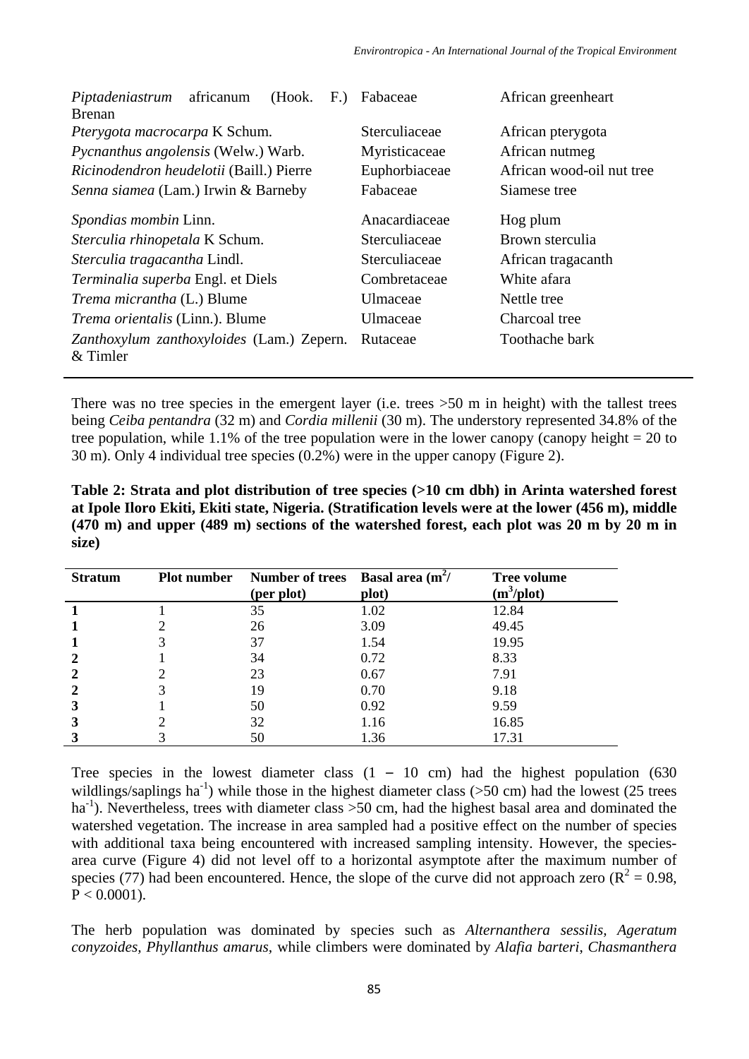| | | |
|---|---|---|
| *Piptadeniastrum africanum* (Hook. F.) Brenan | Fabaceae | African greenheart |
| *Pterygota macrocarpa* K Schum. | Sterculiaceae | African pterygota |
| *Pycnanthus angolensis* (Welw.) Warb. | Myristicaceae | African nutmeg |
| *Ricinodendron heudelotii* (Baill.) Pierre | Euphorbiaceae | African wood-oil nut tree |
| *Senna siamea* (Lam.) Irwin & Barneby | Fabaceae | Siamese tree |
| *Spondias mombin* Linn. | Anacardiaceae | Hog plum |
| *Sterculia rhinopetala* K Schum. | Sterculiaceae | Brown sterculia |
| *Sterculia tragacantha* Lindl. | Sterculiaceae | African tragacanth |
| *Terminalia superba* Engl. et Diels | Combretaceae | White afara |
| *Trema micrantha* (L.) Blume | Ulmaceae | Nettle tree |
| *Trema orientalis* (Linn.). Blume | Ulmaceae | Charcoal tree |
| *Zanthoxylum zanthoxyloides* (Lam.) Zepern. & Timler | Rutaceae | Toothache bark |

There was no tree species in the emergent layer (i.e. trees >50 m in height) with the tallest trees being *Ceiba pentandra* (32 m) and *Cordia millenii* (30 m). The understory represented 34.8% of the tree population, while 1.1% of the tree population were in the lower canopy (canopy height = 20 to 30 m). Only 4 individual tree species (0.2%) were in the upper canopy (Figure 2).

**Table 2: Strata and plot distribution of tree species (>10 cm dbh) in Arinta watershed forest at Ipole Iloro Ekiti, Ekiti state, Nigeria. (Stratification levels were at the lower (456 m), middle (470 m) and upper (489 m) sections of the watershed forest, each plot was 20 m by 20 m in size)**

| Stratum | Plot number | Number of trees (per plot) | Basal area ($m^2$/ plot) | Tree volume ($m^3$/plot) |
|---|---|---|---|---|
| **1** | 1 | 35 | 1.02 | 12.84 |
| **1** | 2 | 26 | 3.09 | 49.45 |
| **1** | 3 | 37 | 1.54 | 19.95 |
| **2** | 1 | 34 | 0.72 | 8.33 |
| **2** | 2 | 23 | 0.67 | 7.91 |
| **2** | 3 | 19 | 0.70 | 9.18 |
| **3** | 1 | 50 | 0.92 | 9.59 |
| **3** | 2 | 32 | 1.16 | 16.85 |
| **3** | 3 | 50 | 1.36 | 17.31 |

Tree species in the lowest diameter class (1 – 10 cm) had the highest population (630 wildlings/saplings $ha^{-1}$) while those in the highest diameter class (>50 cm) had the lowest (25 trees $ha^{-1}$). Nevertheless, trees with diameter class >50 cm, had the highest basal area and dominated the watershed vegetation. The increase in area sampled had a positive effect on the number of species with additional taxa being encountered with increased sampling intensity. However, the species-area curve (Figure 4) did not level off to a horizontal asymptote after the maximum number of species (77) had been encountered. Hence, the slope of the curve did not approach zero ($R^2 = 0.98$, $P < 0.0001$).

The herb population was dominated by species such as *Alternanthera sessilis, Ageratum conyzoides, Phyllanthus amarus*, while climbers were dominated by *Alafia barteri*, *Chasmanthera*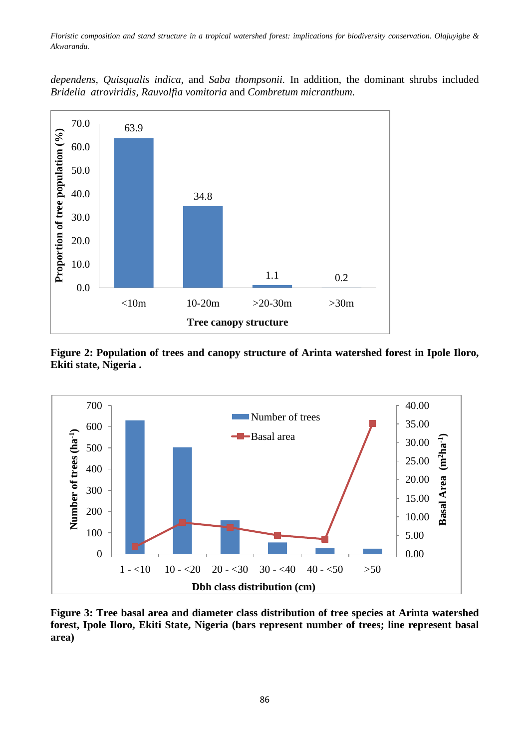*dependens*, *Quisqualis indica*, and *Saba thompsonii.* In addition, the dominant shrubs included *Bridelia atroviridis, Rauvolfia vomitoria* and *Combretum micranthum.*

**Figure 2: Population of trees and canopy structure of Arinta watershed forest in Ipole Iloro, Ekiti state, Nigeria .**

**Figure 3: Tree basal area and diameter class distribution of tree species at Arinta watershed forest, Ipole Iloro, Ekiti State, Nigeria (bars represent number of trees; line represent basal area)**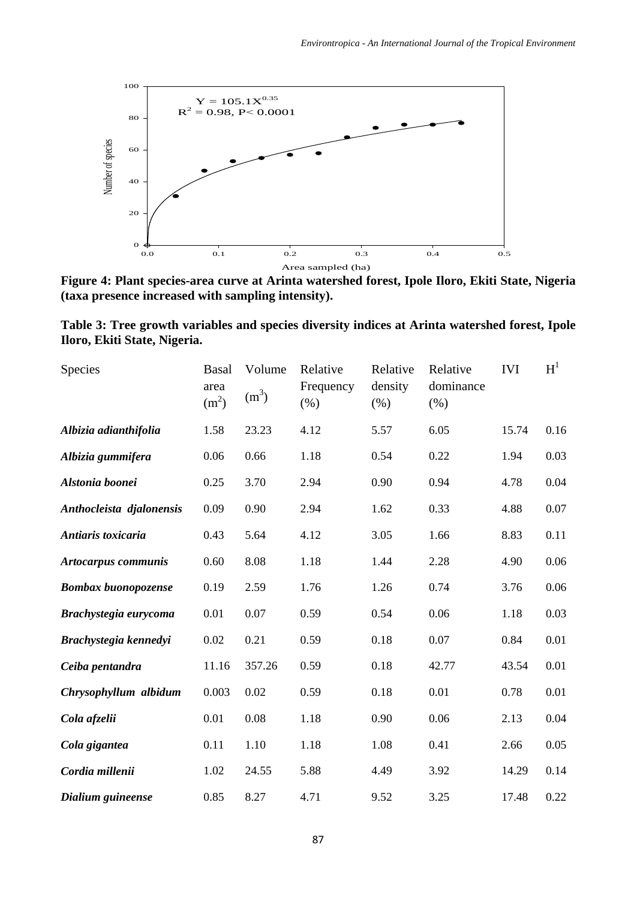**Figure 4: Plant species-area curve at Arinta watershed forest, Ipole Iloro, Ekiti State, Nigeria (taxa presence increased with sampling intensity).**

**Table 3: Tree growth variables and species diversity indices at Arinta watershed forest, Ipole Iloro, Ekiti State, Nigeria.**

| Species | Basal area ($m^2$) | Volume ($m^3$) | Relative Frequency (%) | Relative density (%) | Relative dominance (%) | IVI | $H^1$ |
|---|---|---|---|---|---|---|---|
| ***Albizia adianthifolia*** | 1.58 | 23.23 | 4.12 | 5.57 | 6.05 | 15.74 | 0.16 |
| ***Albizia gummifera*** | 0.06 | 0.66 | 1.18 | 0.54 | 0.22 | 1.94 | 0.03 |
| ***Alstonia boonei*** | 0.25 | 3.70 | 2.94 | 0.90 | 0.94 | 4.78 | 0.04 |
| ***Anthocleista djalonensis*** | 0.09 | 0.90 | 2.94 | 1.62 | 0.33 | 4.88 | 0.07 |
| ***Antiaris toxicaria*** | 0.43 | 5.64 | 4.12 | 3.05 | 1.66 | 8.83 | 0.11 |
| ***Artocarpus communis*** | 0.60 | 8.08 | 1.18 | 1.44 | 2.28 | 4.90 | 0.06 |
| ***Bombax buonopozense*** | 0.19 | 2.59 | 1.76 | 1.26 | 0.74 | 3.76 | 0.06 |
| ***Brachystegia eurycoma*** | 0.01 | 0.07 | 0.59 | 0.54 | 0.06 | 1.18 | 0.03 |
| ***Brachystegia kennedyi*** | 0.02 | 0.21 | 0.59 | 0.18 | 0.07 | 0.84 | 0.01 |
| ***Ceiba pentandra*** | 11.16 | 357.26 | 0.59 | 0.18 | 42.77 | 43.54 | 0.01 |
| ***Chrysophyllum albidum*** | 0.003 | 0.02 | 0.59 | 0.18 | 0.01 | 0.78 | 0.01 |
| ***Cola afzelii*** | 0.01 | 0.08 | 1.18 | 0.90 | 0.06 | 2.13 | 0.04 |
| ***Cola gigantea*** | 0.11 | 1.10 | 1.18 | 1.08 | 0.41 | 2.66 | 0.05 |
| ***Cordia millenii*** | 1.02 | 24.55 | 5.88 | 4.49 | 3.92 | 14.29 | 0.14 |
| ***Dialium guineense*** | 0.85 | 8.27 | 4.71 | 9.52 | 3.25 | 17.48 | 0.22 |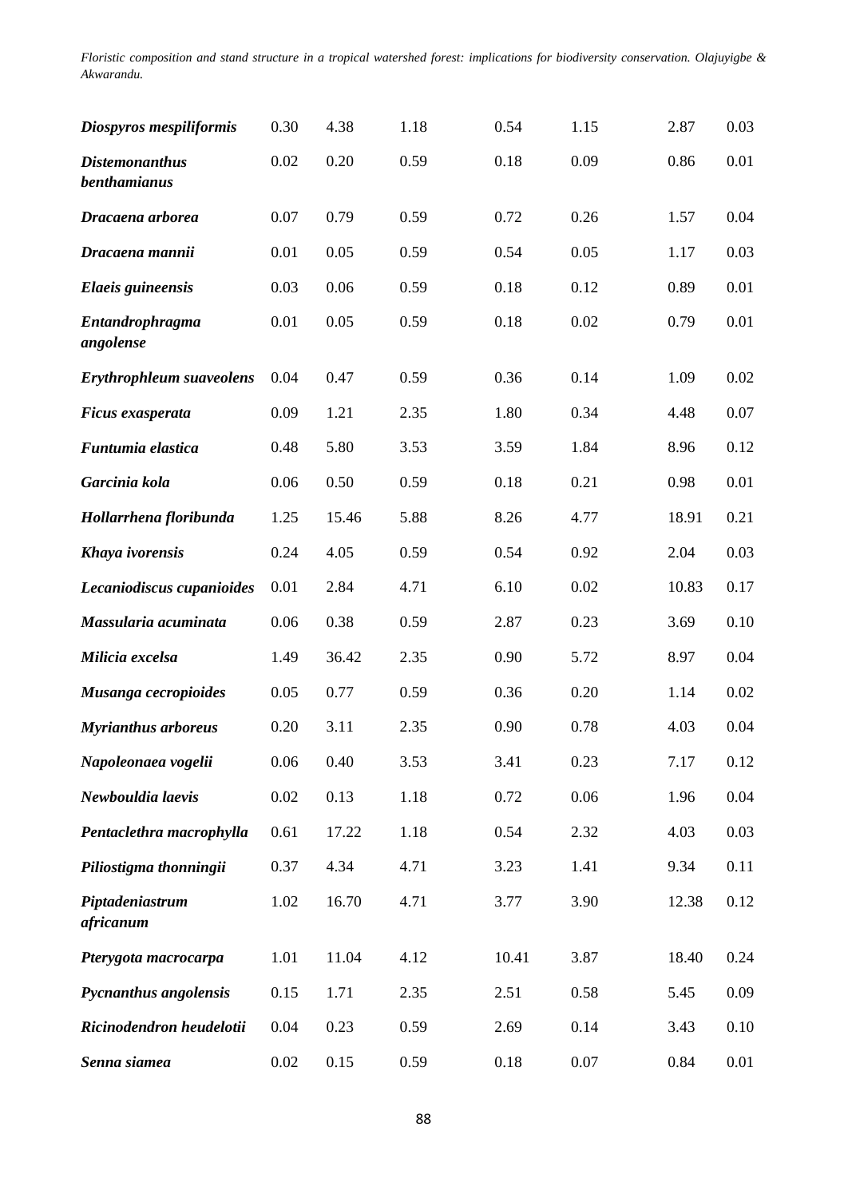| | | | | | | | |
|---|---|---|---|---|---|---|---|
| ***Diospyros mespiliformis*** | 0.30 | 4.38 | 1.18 | 0.54 | 1.15 | 2.87 | 0.03 |
| ***Distemonanthus benthamianus*** | 0.02 | 0.20 | 0.59 | 0.18 | 0.09 | 0.86 | 0.01 |
| ***Dracaena arborea*** | 0.07 | 0.79 | 0.59 | 0.72 | 0.26 | 1.57 | 0.04 |
| ***Dracaena mannii*** | 0.01 | 0.05 | 0.59 | 0.54 | 0.05 | 1.17 | 0.03 |
| ***Elaeis guineensis*** | 0.03 | 0.06 | 0.59 | 0.18 | 0.12 | 0.89 | 0.01 |
| ***Entandrophragma angolense*** | 0.01 | 0.05 | 0.59 | 0.18 | 0.02 | 0.79 | 0.01 |
| ***Erythrophleum suaveolens*** | 0.04 | 0.47 | 0.59 | 0.36 | 0.14 | 1.09 | 0.02 |
| ***Ficus exasperata*** | 0.09 | 1.21 | 2.35 | 1.80 | 0.34 | 4.48 | 0.07 |
| ***Funtumia elastica*** | 0.48 | 5.80 | 3.53 | 3.59 | 1.84 | 8.96 | 0.12 |
| ***Garcinia kola*** | 0.06 | 0.50 | 0.59 | 0.18 | 0.21 | 0.98 | 0.01 |
| ***Hollarrhena floribunda*** | 1.25 | 15.46 | 5.88 | 8.26 | 4.77 | 18.91 | 0.21 |
| ***Khaya ivorensis*** | 0.24 | 4.05 | 0.59 | 0.54 | 0.92 | 2.04 | 0.03 |
| ***Lecaniodiscus cupanioides*** | 0.01 | 2.84 | 4.71 | 6.10 | 0.02 | 10.83 | 0.17 |
| ***Massularia acuminata*** | 0.06 | 0.38 | 0.59 | 2.87 | 0.23 | 3.69 | 0.10 |
| ***Milicia excelsa*** | 1.49 | 36.42 | 2.35 | 0.90 | 5.72 | 8.97 | 0.04 |
| ***Musanga cecropioides*** | 0.05 | 0.77 | 0.59 | 0.36 | 0.20 | 1.14 | 0.02 |
| ***Myrianthus arboreus*** | 0.20 | 3.11 | 2.35 | 0.90 | 0.78 | 4.03 | 0.04 |
| ***Napoleonaea vogelii*** | 0.06 | 0.40 | 3.53 | 3.41 | 0.23 | 7.17 | 0.12 |
| ***Newbouldia laevis*** | 0.02 | 0.13 | 1.18 | 0.72 | 0.06 | 1.96 | 0.04 |
| ***Pentaclethra macrophylla*** | 0.61 | 17.22 | 1.18 | 0.54 | 2.32 | 4.03 | 0.03 |
| ***Piliostigma thonningii*** | 0.37 | 4.34 | 4.71 | 3.23 | 1.41 | 9.34 | 0.11 |
| ***Piptadeniastrum africanum*** | 1.02 | 16.70 | 4.71 | 3.77 | 3.90 | 12.38 | 0.12 |
| ***Pterygota macrocarpa*** | 1.01 | 11.04 | 4.12 | 10.41 | 3.87 | 18.40 | 0.24 |
| ***Pycnanthus angolensis*** | 0.15 | 1.71 | 2.35 | 2.51 | 0.58 | 5.45 | 0.09 |
| ***Ricinodendron heudelotii*** | 0.04 | 0.23 | 0.59 | 2.69 | 0.14 | 3.43 | 0.10 |
| ***Senna siamea*** | 0.02 | 0.15 | 0.59 | 0.18 | 0.07 | 0.84 | 0.01 |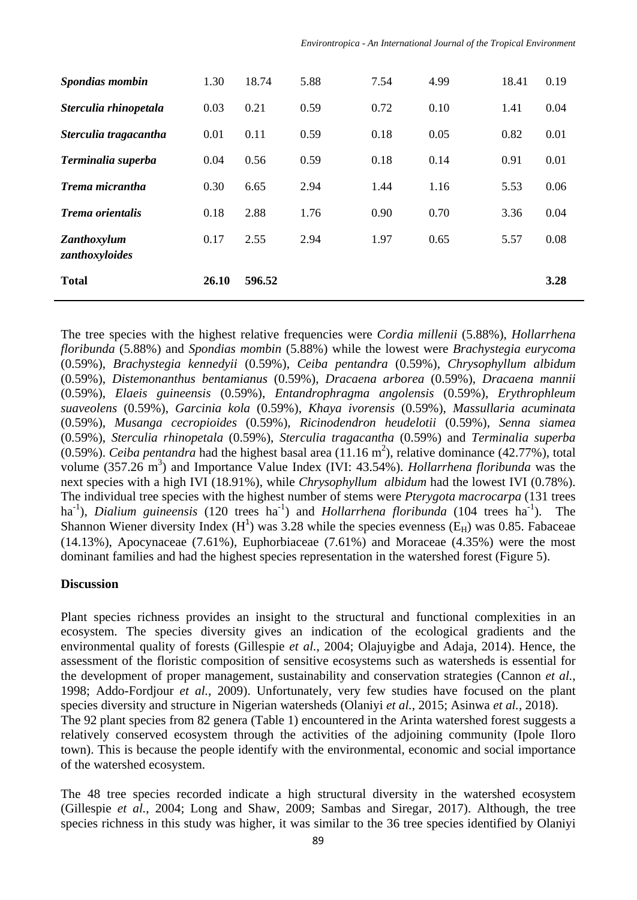| | | | | | | | |
|---|---|---|---|---|---|---|---|
| ***Spondias mombin*** | 1.30 | 18.74 | 5.88 | 7.54 | 4.99 | 18.41 | 0.19 |
| ***Sterculia rhinopetala*** | 0.03 | 0.21 | 0.59 | 0.72 | 0.10 | 1.41 | 0.04 |
| ***Sterculia tragacantha*** | 0.01 | 0.11 | 0.59 | 0.18 | 0.05 | 0.82 | 0.01 |
| ***Terminalia superba*** | 0.04 | 0.56 | 0.59 | 0.18 | 0.14 | 0.91 | 0.01 |
| ***Trema micrantha*** | 0.30 | 6.65 | 2.94 | 1.44 | 1.16 | 5.53 | 0.06 |
| ***Trema orientalis*** | 0.18 | 2.88 | 1.76 | 0.90 | 0.70 | 3.36 | 0.04 |
| ***Zanthoxylum zanthoxyloides*** | 0.17 | 2.55 | 2.94 | 1.97 | 0.65 | 5.57 | 0.08 |
| **Total** | **26.10** | **596.52** | | | | | **3.28** |

The tree species with the highest relative frequencies were *Cordia millenii* (5.88%), *Hollarrhena floribunda* (5.88%) and *Spondias mombin* (5.88%) while the lowest were *Brachystegia eurycoma* (0.59%), *Brachystegia kennedyii* (0.59%), *Ceiba pentandra* (0.59%), *Chrysophyllum albidum* (0.59%), *Distemonanthus bentamianus* (0.59%), *Dracaena arborea* (0.59%), *Dracaena mannii* (0.59%), *Elaeis guineensis* (0.59%), *Entandrophragma angolensis* (0.59%), *Erythrophleum suaveolens* (0.59%), *Garcinia kola* (0.59%), *Khaya ivorensis* (0.59%), *Massullaria acuminata* (0.59%), *Musanga cecropioides* (0.59%), *Ricinodendron heudelotii* (0.59%), *Senna siamea* (0.59%), *Sterculia rhinopetala* (0.59%), *Sterculia tragacantha* (0.59%) and *Terminalia superba* (0.59%). *Ceiba pentandra* had the highest basal area (11.16 $m^2$), relative dominance (42.77%), total volume (357.26 $m^3$) and Importance Value Index (IVI: 43.54%). *Hollarrhena floribunda* was the next species with a high IVI (18.91%), while *Chrysophyllum albidum* had the lowest IVI (0.78%). The individual tree species with the highest number of stems were *Pterygota macrocarpa* (131 trees $ha^{-1}$), *Dialium guineensis* (120 trees $ha^{-1}$) and *Hollarrhena floribunda* (104 trees $ha^{-1}$). The Shannon Wiener diversity Index ($H^1$) was 3.28 while the species evenness ($E_H$) was 0.85. Fabaceae (14.13%), Apocynaceae (7.61%), Euphorbiaceae (7.61%) and Moraceae (4.35%) were the most dominant families and had the highest species representation in the watershed forest (Figure 5).

## Discussion

Plant species richness provides an insight to the structural and functional complexities in an ecosystem. The species diversity gives an indication of the ecological gradients and the environmental quality of forests (Gillespie *et al.*, 2004; Olajuyigbe and Adaja, 2014). Hence, the assessment of the floristic composition of sensitive ecosystems such as watersheds is essential for the development of proper management, sustainability and conservation strategies (Cannon *et al.*, 1998; Addo-Fordjour *et al.*, 2009). Unfortunately, very few studies have focused on the plant species diversity and structure in Nigerian watersheds (Olaniyi *et al.*, 2015; Asinwa *et al.*, 2018).

The 92 plant species from 82 genera (Table 1) encountered in the Arinta watershed forest suggests a relatively conserved ecosystem through the activities of the adjoining community (Ipole Iloro town). This is because the people identify with the environmental, economic and social importance of the watershed ecosystem.

The 48 tree species recorded indicate a high structural diversity in the watershed ecosystem (Gillespie *et al.*, 2004; Long and Shaw, 2009; Sambas and Siregar, 2017). Although, the tree species richness in this study was higher, it was similar to the 36 tree species identified by Olaniyi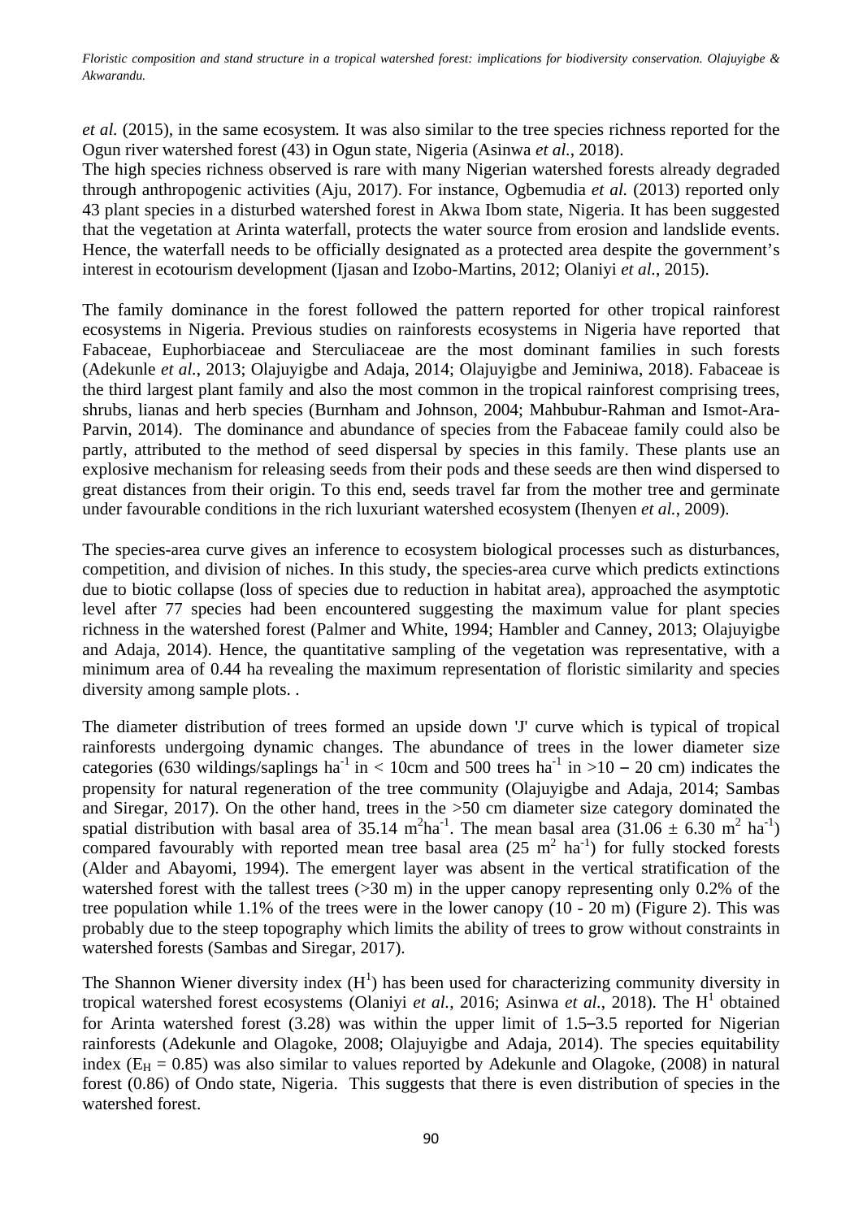*et al.* (2015), in the same ecosystem. It was also similar to the tree species richness reported for the Ogun river watershed forest (43) in Ogun state, Nigeria (Asinwa *et al.*, 2018).
The high species richness observed is rare with many Nigerian watershed forests already degraded through anthropogenic activities (Aju, 2017). For instance, Ogbemudia *et al.* (2013) reported only 43 plant species in a disturbed watershed forest in Akwa Ibom state, Nigeria. It has been suggested that the vegetation at Arinta waterfall, protects the water source from erosion and landslide events. Hence, the waterfall needs to be officially designated as a protected area despite the government's interest in ecotourism development (Ijasan and Izobo-Martins, 2012; Olaniyi *et al.*, 2015).

The family dominance in the forest followed the pattern reported for other tropical rainforest ecosystems in Nigeria. Previous studies on rainforests ecosystems in Nigeria have reported that Fabaceae, Euphorbiaceae and Sterculiaceae are the most dominant families in such forests (Adekunle *et al.*, 2013; Olajuyigbe and Adaja, 2014; Olajuyigbe and Jeminiwa, 2018). Fabaceae is the third largest plant family and also the most common in the tropical rainforest comprising trees, shrubs, lianas and herb species (Burnham and Johnson, 2004; Mahbubur-Rahman and Ismot-Ara-Parvin, 2014). The dominance and abundance of species from the Fabaceae family could also be partly, attributed to the method of seed dispersal by species in this family. These plants use an explosive mechanism for releasing seeds from their pods and these seeds are then wind dispersed to great distances from their origin. To this end, seeds travel far from the mother tree and germinate under favourable conditions in the rich luxuriant watershed ecosystem (Ihenyen *et al.*, 2009).

The species-area curve gives an inference to ecosystem biological processes such as disturbances, competition, and division of niches. In this study, the species-area curve which predicts extinctions due to biotic collapse (loss of species due to reduction in habitat area), approached the asymptotic level after 77 species had been encountered suggesting the maximum value for plant species richness in the watershed forest (Palmer and White, 1994; Hambler and Canney, 2013; Olajuyigbe and Adaja, 2014). Hence, the quantitative sampling of the vegetation was representative, with a minimum area of 0.44 ha revealing the maximum representation of floristic similarity and species diversity among sample plots. .

The diameter distribution of trees formed an upside down 'J' curve which is typical of tropical rainforests undergoing dynamic changes. The abundance of trees in the lower diameter size categories (630 wildings/saplings $ha^{-1}$ in < 10cm and 500 trees $ha^{-1}$ in >10 – 20 cm) indicates the propensity for natural regeneration of the tree community (Olajuyigbe and Adaja, 2014; Sambas and Siregar, 2017). On the other hand, trees in the >50 cm diameter size category dominated the spatial distribution with basal area of 35.14 $m^2 ha^{-1}$. The mean basal area (31.06 ± 6.30 $m^2$ $ha^{-1}$) compared favourably with reported mean tree basal area (25 $m^2$ $ha^{-1}$) for fully stocked forests (Alder and Abayomi, 1994). The emergent layer was absent in the vertical stratification of the watershed forest with the tallest trees (>30 m) in the upper canopy representing only 0.2% of the tree population while 1.1% of the trees were in the lower canopy (10 - 20 m) (Figure 2). This was probably due to the steep topography which limits the ability of trees to grow without constraints in watershed forests (Sambas and Siregar, 2017).

The Shannon Wiener diversity index ($H^1$) has been used for characterizing community diversity in tropical watershed forest ecosystems (Olaniyi *et al.*, 2016; Asinwa *et al.*, 2018). The $H^1$ obtained for Arinta watershed forest (3.28) was within the upper limit of 1.5–3.5 reported for Nigerian rainforests (Adekunle and Olagoke, 2008; Olajuyigbe and Adaja, 2014). The species equitability index ($E_H$ = 0.85) was also similar to values reported by Adekunle and Olagoke, (2008) in natural forest (0.86) of Ondo state, Nigeria. This suggests that there is even distribution of species in the watershed forest.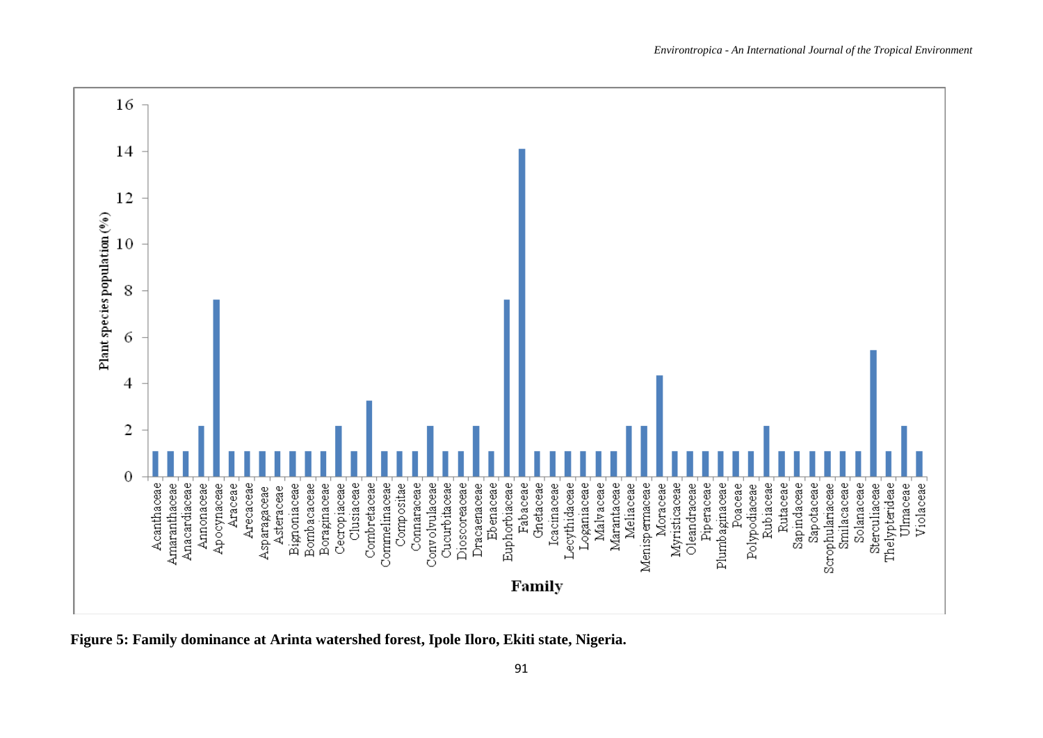Figure 5: Family dominance at Arinta watershed forest, Ipole Iloro, Ekiti state, Nigeria.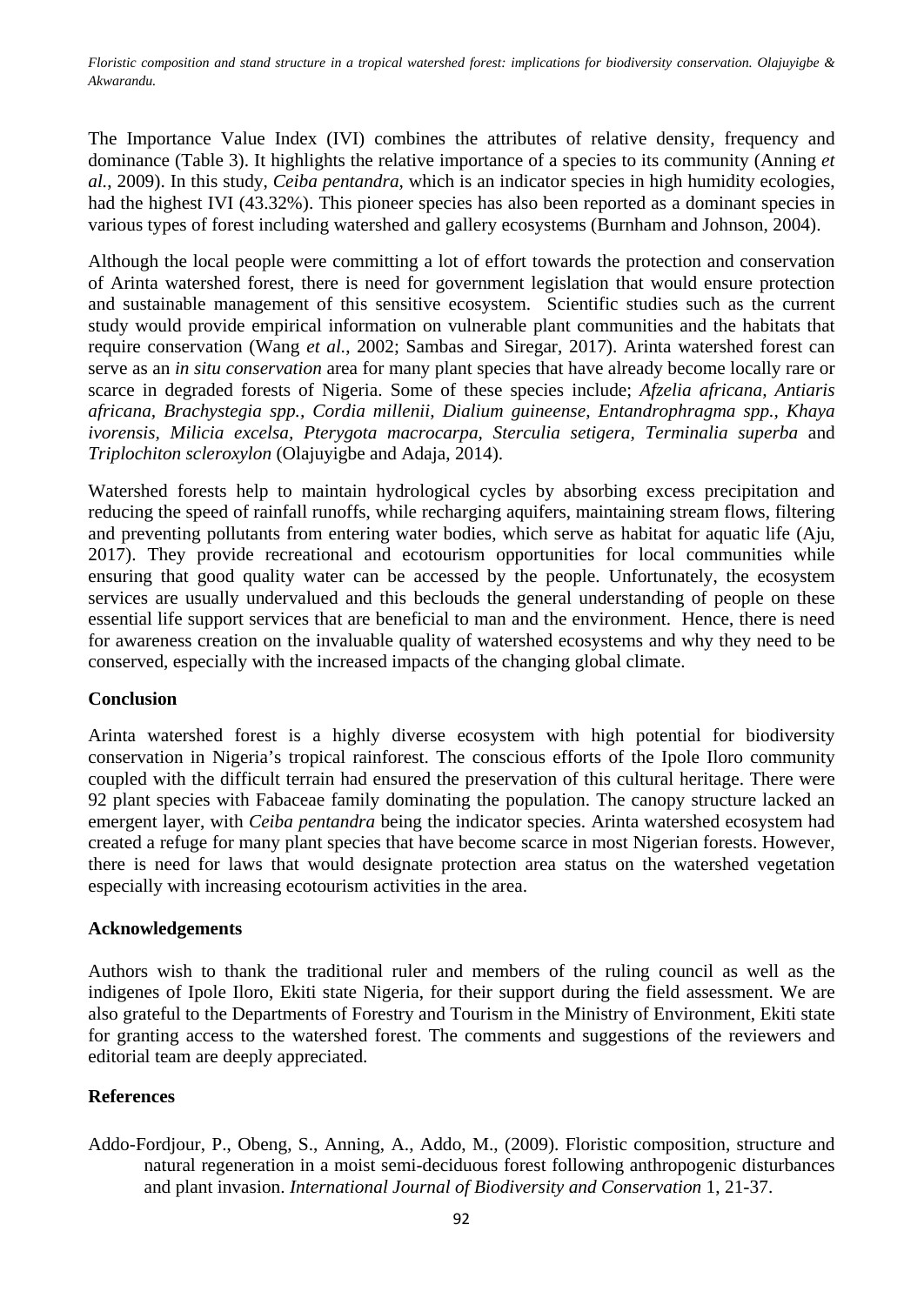The Importance Value Index (IVI) combines the attributes of relative density, frequency and dominance (Table 3). It highlights the relative importance of a species to its community (Anning *et al.*, 2009). In this study, *Ceiba pentandra*, which is an indicator species in high humidity ecologies, had the highest IVI (43.32%). This pioneer species has also been reported as a dominant species in various types of forest including watershed and gallery ecosystems (Burnham and Johnson, 2004).

Although the local people were committing a lot of effort towards the protection and conservation of Arinta watershed forest, there is need for government legislation that would ensure protection and sustainable management of this sensitive ecosystem. Scientific studies such as the current study would provide empirical information on vulnerable plant communities and the habitats that require conservation (Wang *et al.*, 2002; Sambas and Siregar, 2017). Arinta watershed forest can serve as an *in situ conservation* area for many plant species that have already become locally rare or scarce in degraded forests of Nigeria. Some of these species include; *Afzelia africana, Antiaris africana, Brachystegia spp., Cordia millenii, Dialium guineense, Entandrophragma spp., Khaya ivorensis, Milicia excelsa, Pterygota macrocarpa, Sterculia setigera, Terminalia superba* and *Triplochiton scleroxylon* (Olajuyigbe and Adaja, 2014).

Watershed forests help to maintain hydrological cycles by absorbing excess precipitation and reducing the speed of rainfall runoffs, while recharging aquifers, maintaining stream flows, filtering and preventing pollutants from entering water bodies, which serve as habitat for aquatic life (Aju, 2017). They provide recreational and ecotourism opportunities for local communities while ensuring that good quality water can be accessed by the people. Unfortunately, the ecosystem services are usually undervalued and this beclouds the general understanding of people on these essential life support services that are beneficial to man and the environment. Hence, there is need for awareness creation on the invaluable quality of watershed ecosystems and why they need to be conserved, especially with the increased impacts of the changing global climate.

## Conclusion

Arinta watershed forest is a highly diverse ecosystem with high potential for biodiversity conservation in Nigeria's tropical rainforest. The conscious efforts of the Ipole Iloro community coupled with the difficult terrain had ensured the preservation of this cultural heritage. There were 92 plant species with Fabaceae family dominating the population. The canopy structure lacked an emergent layer, with *Ceiba pentandra* being the indicator species. Arinta watershed ecosystem had created a refuge for many plant species that have become scarce in most Nigerian forests. However, there is need for laws that would designate protection area status on the watershed vegetation especially with increasing ecotourism activities in the area.

## Acknowledgements

Authors wish to thank the traditional ruler and members of the ruling council as well as the indigenes of Ipole Iloro, Ekiti state Nigeria, for their support during the field assessment. We are also grateful to the Departments of Forestry and Tourism in the Ministry of Environment, Ekiti state for granting access to the watershed forest. The comments and suggestions of the reviewers and editorial team are deeply appreciated.

## References

Addo-Fordjour, P., Obeng, S., Anning, A., Addo, M., (2009). Floristic composition, structure and natural regeneration in a moist semi-deciduous forest following anthropogenic disturbances and plant invasion. *International Journal of Biodiversity and Conservation* 1, 21-37.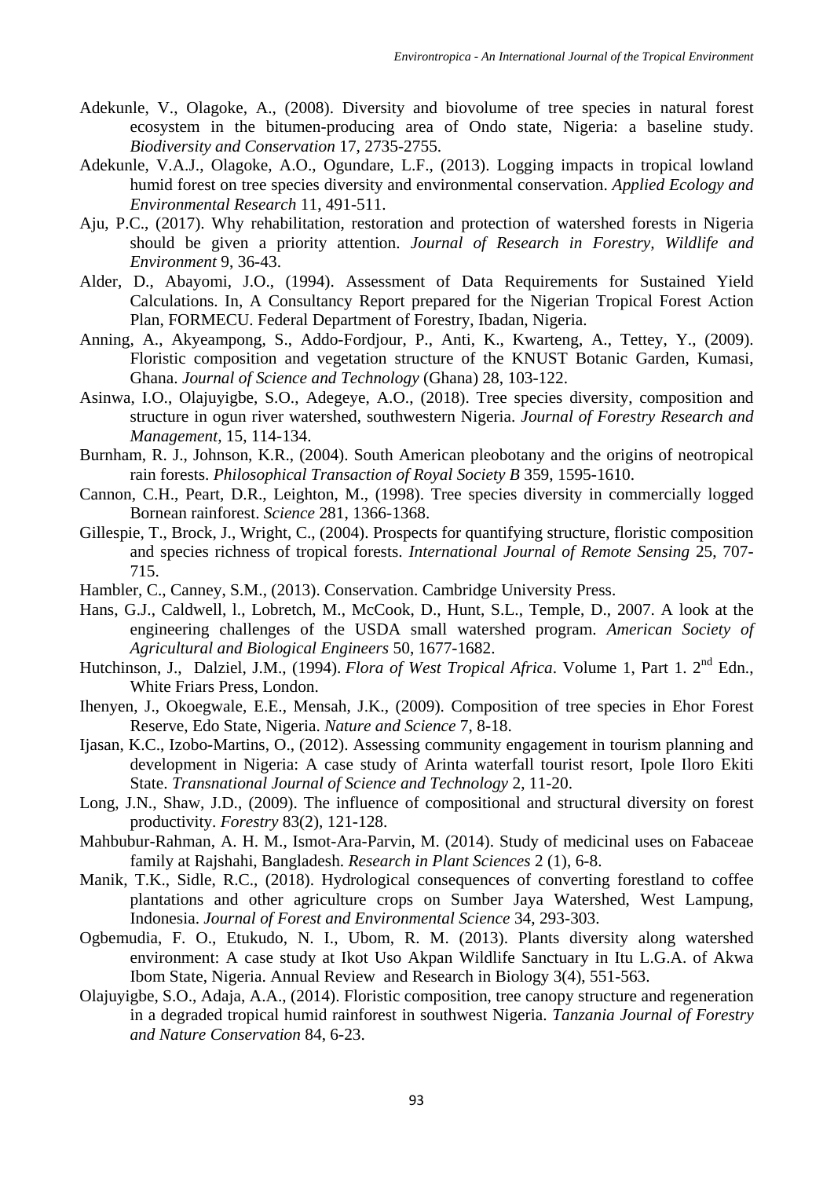Adekunle, V., Olagoke, A., (2008). Diversity and biovolume of tree species in natural forest ecosystem in the bitumen-producing area of Ondo state, Nigeria: a baseline study. *Biodiversity and Conservation* 17, 2735-2755.

Adekunle, V.A.J., Olagoke, A.O., Ogundare, L.F., (2013). Logging impacts in tropical lowland humid forest on tree species diversity and environmental conservation. *Applied Ecology and Environmental Research* 11, 491-511.

Aju, P.C., (2017). Why rehabilitation, restoration and protection of watershed forests in Nigeria should be given a priority attention. *Journal of Research in Forestry, Wildlife and Environment* 9, 36-43.

Alder, D., Abayomi, J.O., (1994). Assessment of Data Requirements for Sustained Yield Calculations. In, A Consultancy Report prepared for the Nigerian Tropical Forest Action Plan, FORMECU. Federal Department of Forestry, Ibadan, Nigeria.

Anning, A., Akyeampong, S., Addo-Fordjour, P., Anti, K., Kwarteng, A., Tettey, Y., (2009). Floristic composition and vegetation structure of the KNUST Botanic Garden, Kumasi, Ghana. *Journal of Science and Technology* (Ghana) 28, 103-122.

Asinwa, I.O., Olajuyigbe, S.O., Adegeye, A.O., (2018). Tree species diversity, composition and structure in ogun river watershed, southwestern Nigeria. *Journal of Forestry Research and Management*, 15, 114-134.

Burnham, R. J., Johnson, K.R., (2004). South American pleobotany and the origins of neotropical rain forests. *Philosophical Transaction of Royal Society B* 359, 1595-1610.

Cannon, C.H., Peart, D.R., Leighton, M., (1998). Tree species diversity in commercially logged Bornean rainforest. *Science* 281, 1366-1368.

Gillespie, T., Brock, J., Wright, C., (2004). Prospects for quantifying structure, floristic composition and species richness of tropical forests. *International Journal of Remote Sensing* 25, 707-715.

Hambler, C., Canney, S.M., (2013). Conservation. Cambridge University Press.

Hans, G.J., Caldwell, l., Lobretch, M., McCook, D., Hunt, S.L., Temple, D., 2007. A look at the engineering challenges of the USDA small watershed program. *American Society of Agricultural and Biological Engineers* 50, 1677-1682.

Hutchinson, J., Dalziel, J.M., (1994). *Flora of West Tropical Africa*. Volume 1, Part 1. 2nd Edn., White Friars Press, London.

Ihenyen, J., Okoegwale, E.E., Mensah, J.K., (2009). Composition of tree species in Ehor Forest Reserve, Edo State, Nigeria. *Nature and Science* 7, 8-18.

Ijasan, K.C., Izobo-Martins, O., (2012). Assessing community engagement in tourism planning and development in Nigeria: A case study of Arinta waterfall tourist resort, Ipole Iloro Ekiti State. *Transnational Journal of Science and Technology* 2, 11-20.

Long, J.N., Shaw, J.D., (2009). The influence of compositional and structural diversity on forest productivity. *Forestry* 83(2), 121-128.

Mahbubur-Rahman, A. H. M., Ismot-Ara-Parvin, M. (2014). Study of medicinal uses on Fabaceae family at Rajshahi, Bangladesh. *Research in Plant Sciences* 2 (1), 6-8.

Manik, T.K., Sidle, R.C., (2018). Hydrological consequences of converting forestland to coffee plantations and other agriculture crops on Sumber Jaya Watershed, West Lampung, Indonesia. *Journal of Forest and Environmental Science* 34, 293-303.

Ogbemudia, F. O., Etukudo, N. I., Ubom, R. M. (2013). Plants diversity along watershed environment: A case study at Ikot Uso Akpan Wildlife Sanctuary in Itu L.G.A. of Akwa Ibom State, Nigeria. Annual Review and Research in Biology 3(4), 551-563.

Olajuyigbe, S.O., Adaja, A.A., (2014). Floristic composition, tree canopy structure and regeneration in a degraded tropical humid rainforest in southwest Nigeria. *Tanzania Journal of Forestry and Nature Conservation* 84, 6-23.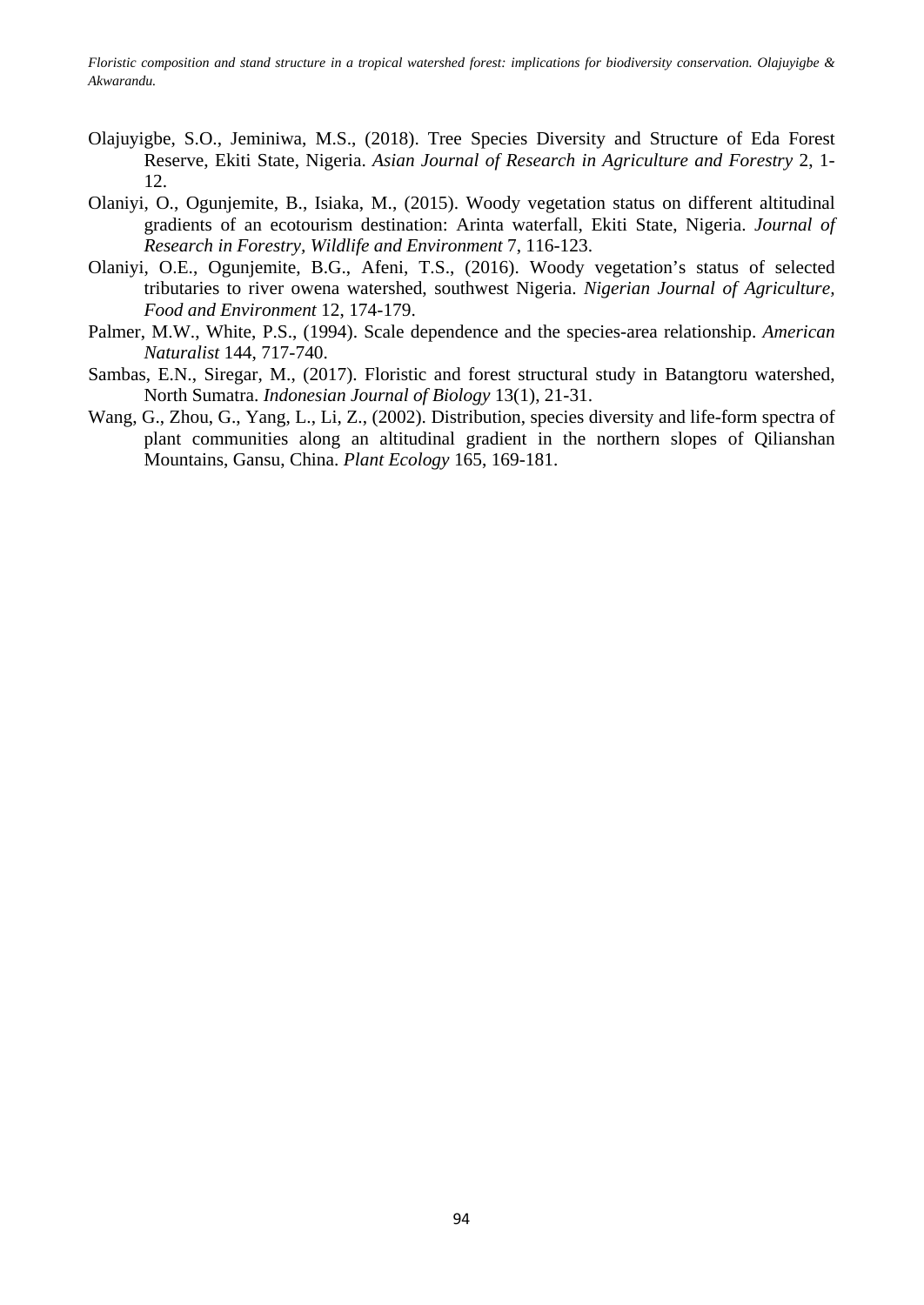Olajuyigbe, S.O., Jeminiwa, M.S., (2018). Tree Species Diversity and Structure of Eda Forest Reserve, Ekiti State, Nigeria. *Asian Journal of Research in Agriculture and Forestry* 2, 1-12.

Olaniyi, O., Ogunjemite, B., Isiaka, M., (2015). Woody vegetation status on different altitudinal gradients of an ecotourism destination: Arinta waterfall, Ekiti State, Nigeria. *Journal of Research in Forestry, Wildlife and Environment* 7, 116-123.

Olaniyi, O.E., Ogunjemite, B.G., Afeni, T.S., (2016). Woody vegetation's status of selected tributaries to river owena watershed, southwest Nigeria. *Nigerian Journal of Agriculture, Food and Environment* 12, 174-179.

Palmer, M.W., White, P.S., (1994). Scale dependence and the species-area relationship. *American Naturalist* 144, 717-740.

Sambas, E.N., Siregar, M., (2017). Floristic and forest structural study in Batangtoru watershed, North Sumatra. *Indonesian Journal of Biology* 13(1), 21-31.

Wang, G., Zhou, G., Yang, L., Li, Z., (2002). Distribution, species diversity and life-form spectra of plant communities along an altitudinal gradient in the northern slopes of Qilianshan Mountains, Gansu, China. *Plant Ecology* 165, 169-181.